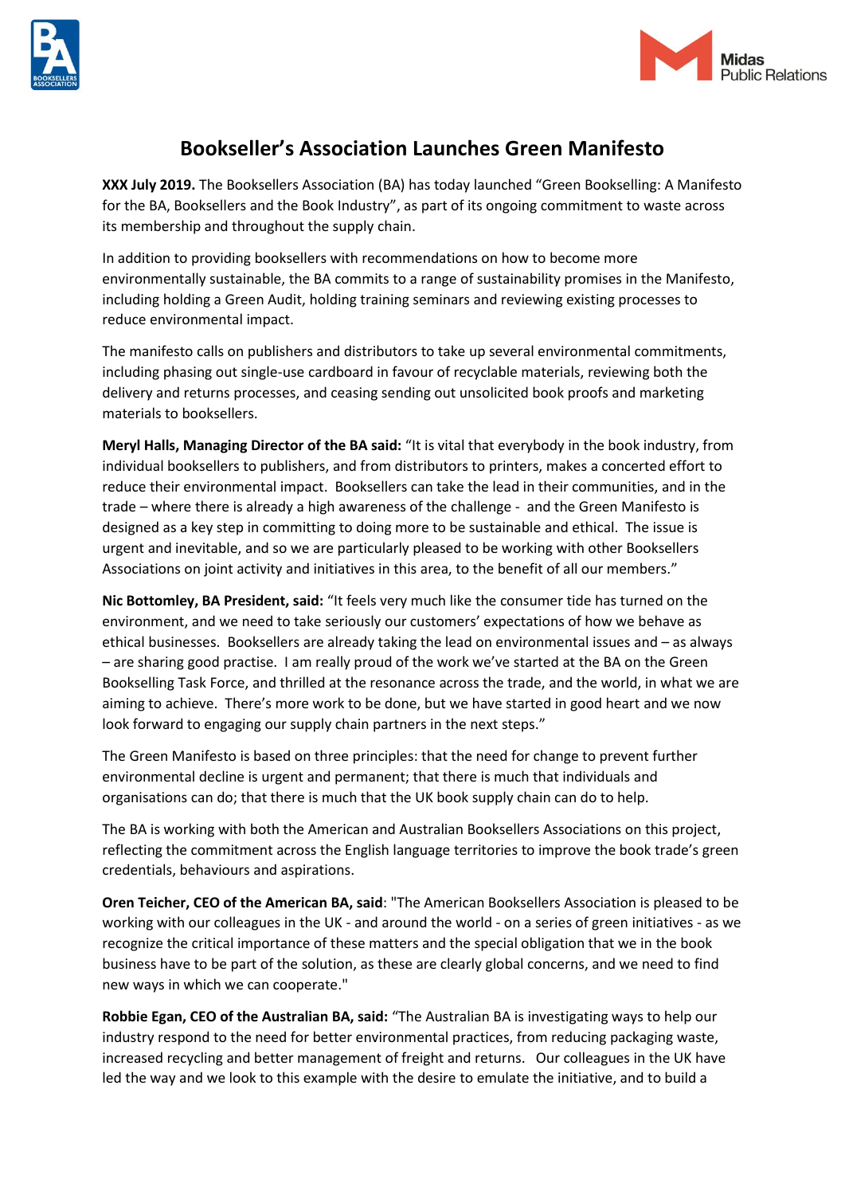# Bookseller's Association Launches Green Manifesto

**XXX July 2019.** The Booksellers Association (BA) has today launched "Green Bookselling: A Manifesto for the BA, Booksellers and the Book Industry", as part of its ongoing commitment to waste across its membership and throughout the supply chain.

In addition to providing booksellers with recommendations on how to become more environmentally sustainable, the BA commits to a range of sustainability promises in the Manifesto, including holding a Green Audit, holding training seminars and reviewing existing processes to reduce environmental impact.

The manifesto calls on publishers and distributors to take up several environmental commitments, including phasing out single-use cardboard in favour of recyclable materials, reviewing both the delivery and returns processes, and ceasing sending out unsolicited book proofs and marketing materials to booksellers.

**Meryl Halls, Managing Director of the BA said:** "It is vital that everybody in the book industry, from individual booksellers to publishers, and from distributors to printers, makes a concerted effort to reduce their environmental impact. Booksellers can take the lead in their communities, and in the trade – where there is already a high awareness of the challenge - and the Green Manifesto is designed as a key step in committing to doing more to be sustainable and ethical. The issue is urgent and inevitable, and so we are particularly pleased to be working with other Booksellers Associations on joint activity and initiatives in this area, to the benefit of all our members."

**Nic Bottomley, BA President, said:** "It feels very much like the consumer tide has turned on the environment, and we need to take seriously our customers' expectations of how we behave as ethical businesses. Booksellers are already taking the lead on environmental issues and – as always – are sharing good practise. I am really proud of the work we've started at the BA on the Green Bookselling Task Force, and thrilled at the resonance across the trade, and the world, in what we are aiming to achieve. There's more work to be done, but we have started in good heart and we now look forward to engaging our supply chain partners in the next steps."

The Green Manifesto is based on three principles: that the need for change to prevent further environmental decline is urgent and permanent; that there is much that individuals and organisations can do; that there is much that the UK book supply chain can do to help.

The BA is working with both the American and Australian Booksellers Associations on this project, reflecting the commitment across the English language territories to improve the book trade's green credentials, behaviours and aspirations.

**Oren Teicher, CEO of the American BA, said**: "The American Booksellers Association is pleased to be working with our colleagues in the UK - and around the world - on a series of green initiatives - as we recognize the critical importance of these matters and the special obligation that we in the book business have to be part of the solution, as these are clearly global concerns, and we need to find new ways in which we can cooperate."

**Robbie Egan, CEO of the Australian BA, said:** "The Australian BA is investigating ways to help our industry respond to the need for better environmental practices, from reducing packaging waste, increased recycling and better management of freight and returns. Our colleagues in the UK have led the way and we look to this example with the desire to emulate the initiative, and to build a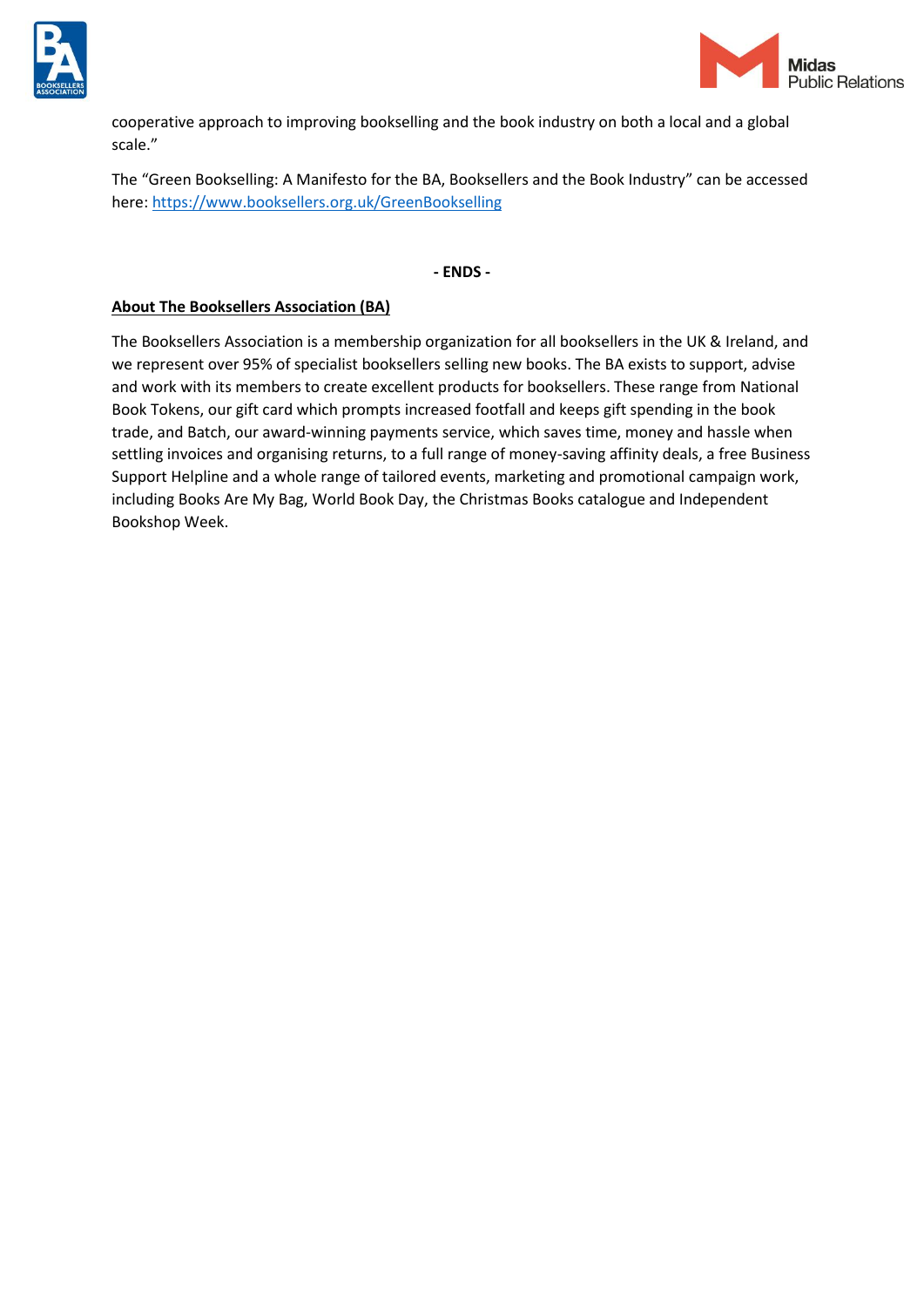cooperative approach to improving bookselling and the book industry on both a local and a global scale."

The "Green Bookselling: A Manifesto for the BA, Booksellers and the Book Industry" can be accessed here: [https://www.booksellers.org.uk/GreenBookselling](https://www.booksellers.org.uk/GreenBookselling)

**- ENDS -**

**About The Booksellers Association (BA)**

The Booksellers Association is a membership organization for all booksellers in the UK & Ireland, and we represent over 95% of specialist booksellers selling new books. The BA exists to support, advise and work with its members to create excellent products for booksellers. These range from National Book Tokens, our gift card which prompts increased footfall and keeps gift spending in the book trade, and Batch, our award-winning payments service, which saves time, money and hassle when settling invoices and organising returns, to a full range of money-saving affinity deals, a free Business Support Helpline and a whole range of tailored events, marketing and promotional campaign work, including Books Are My Bag, World Book Day, the Christmas Books catalogue and Independent Bookshop Week.